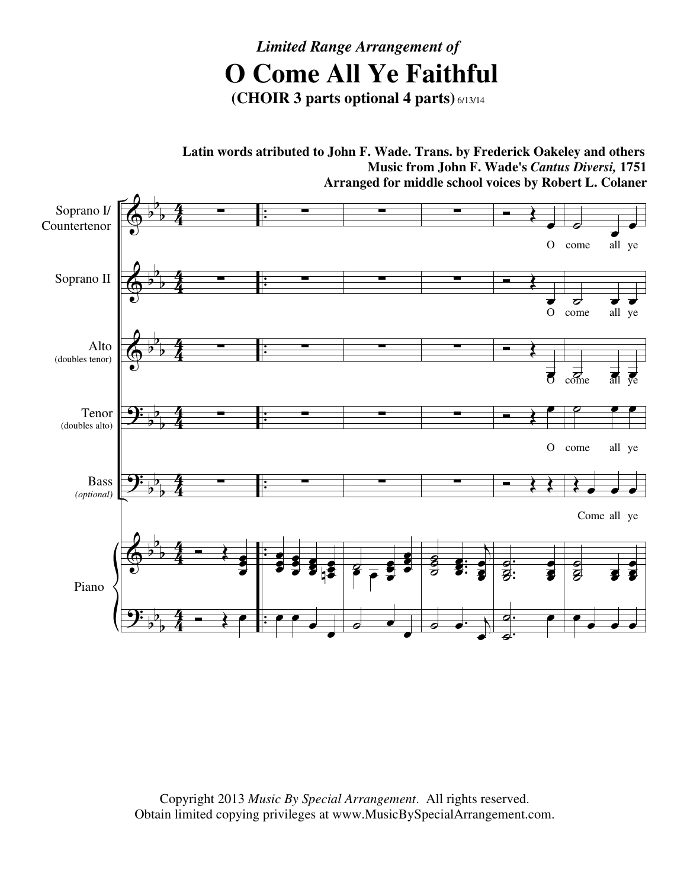*Limited Range Arrangement of*

# O Come All Ye Faithful

**(CHOIR 3 parts optional 4 parts)** 6/13/14

**Latin words atributed to John F. Wade. Trans. by Frederick Oakeley and others**
**Music from John F. Wade's *Cantus Diversi,* 1751**
**Arranged for middle school voices by Robert L. Colaner**

Copyright 2013 *Music By Special Arrangement*. All rights reserved.
Obtain limited copying privileges at www.MusicBySpecialArrangement.com.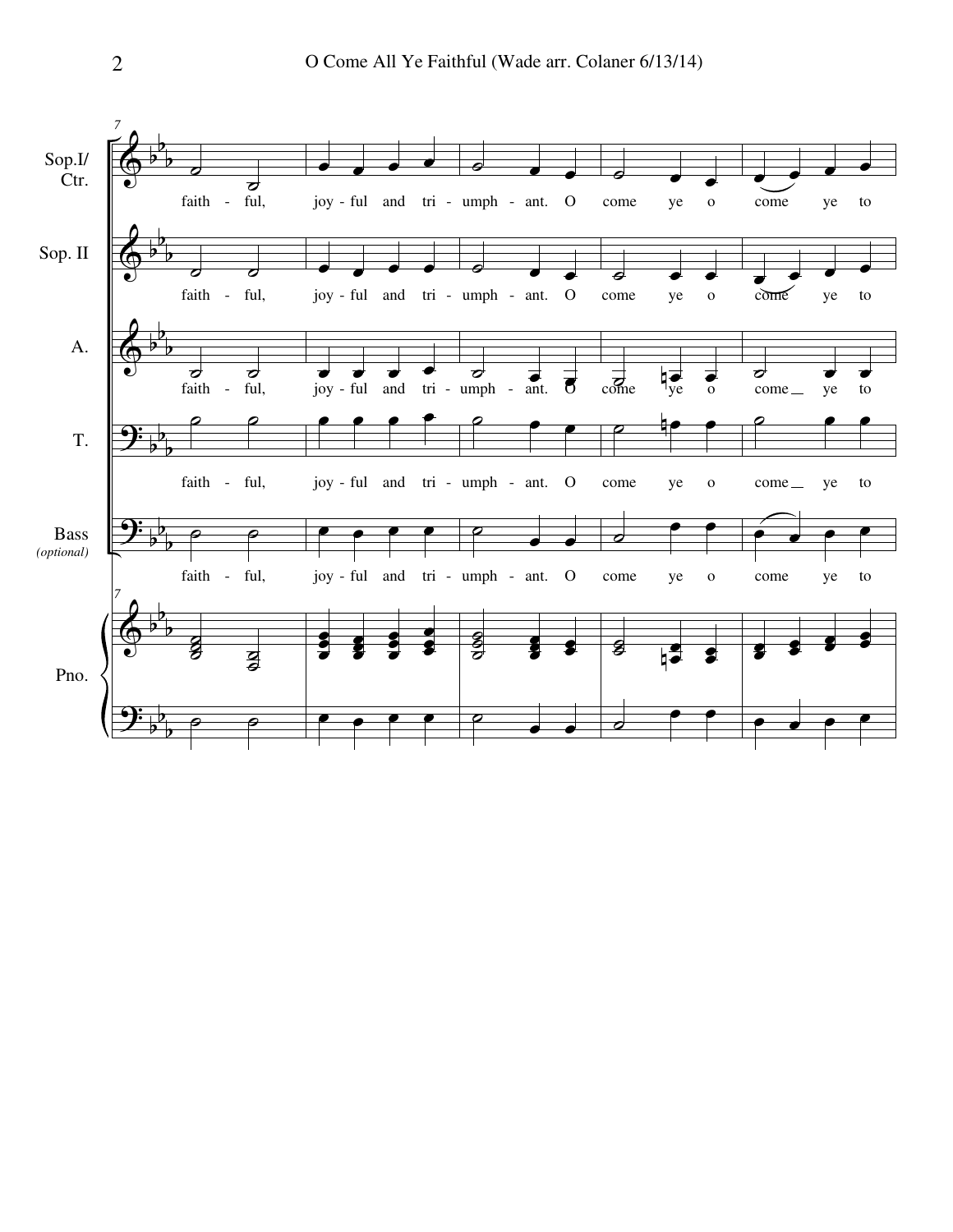Sop.I/ Ctr.

faith - ful, joy - ful and tri - umph - ant. O come ye o come ye to

Sop. II

faith - ful, joy - ful and tri - umph - ant. O come ye o come ye to

A.

faith - ful, joy - ful and tri - umph - ant. O come ye o come ye to

T.

faith - ful, joy - ful and tri - umph - ant. O come ye o come ye to

Bass *(optional)*

faith - ful, joy - ful and tri - umph - ant. O come ye o come ye to

Pno.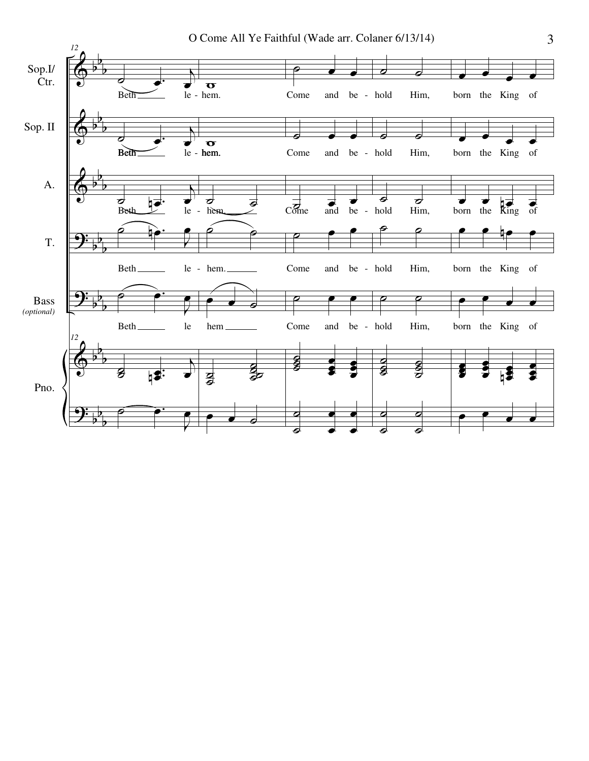12

Sop.I/ Ctr.: Beth — le - hem. Come and be - hold Him, born the King of

Sop. II: Beth — le - hem. Come and be - hold Him, born the King of

A.: Beth — le - hem. — Come and be - hold Him, born the King of

T.: Beth — le - hem. — Come and be - hold Him, born the King of

Bass *(optional)*: Beth — le hem — Come and be - hold Him, born the King of

Pno.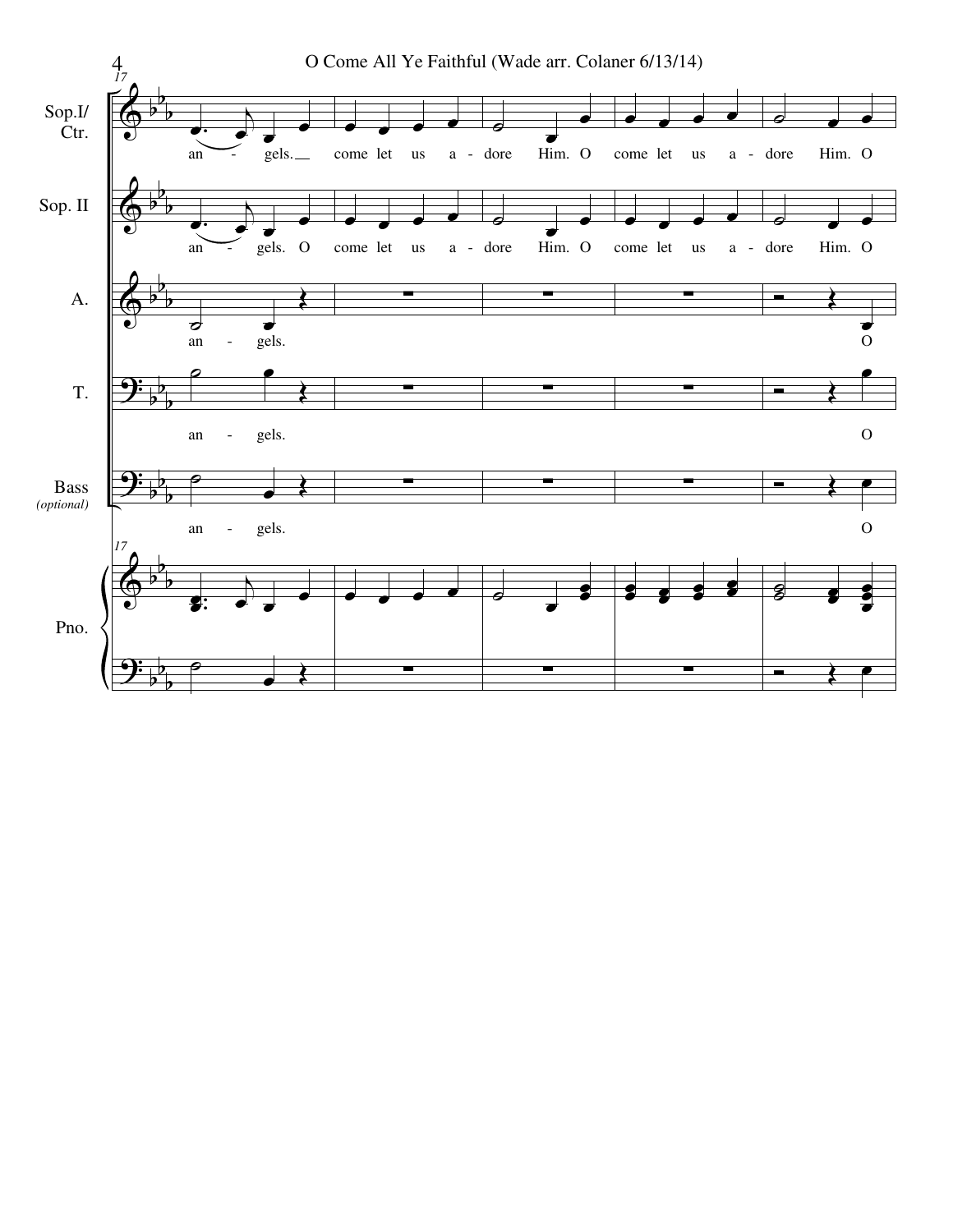Sop.I/ Ctr.

an - gels. come let us a - dore Him. O come let us a - dore Him. O

Sop. II

an - gels. O come let us a - dore Him. O come let us a - dore Him. O

A.

an - gels. O

T.

an - gels. O

Bass *(optional)*

an - gels. O

Pno.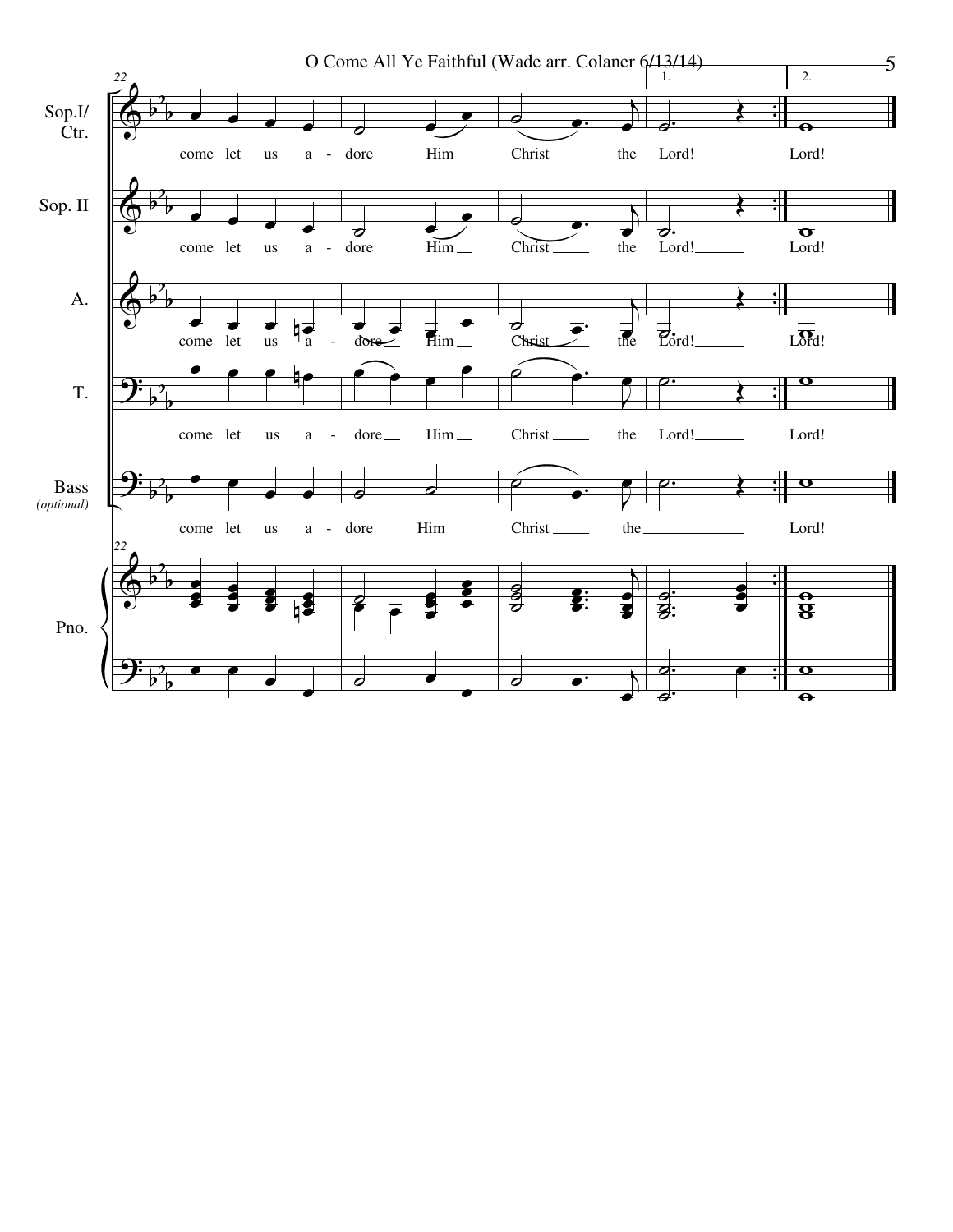Sop.I/ Ctr.

come let us a - dore Him Christ the Lord! Lord!

Sop. II

come let us a - dore Him Christ the Lord! Lord!

A.

come let us a - dore Him Christ the Lord! Lord!

T.

come let us a - dore Him Christ the Lord! Lord!

Bass *(optional)*

come let us a - dore Him Christ the Lord!

Pno.